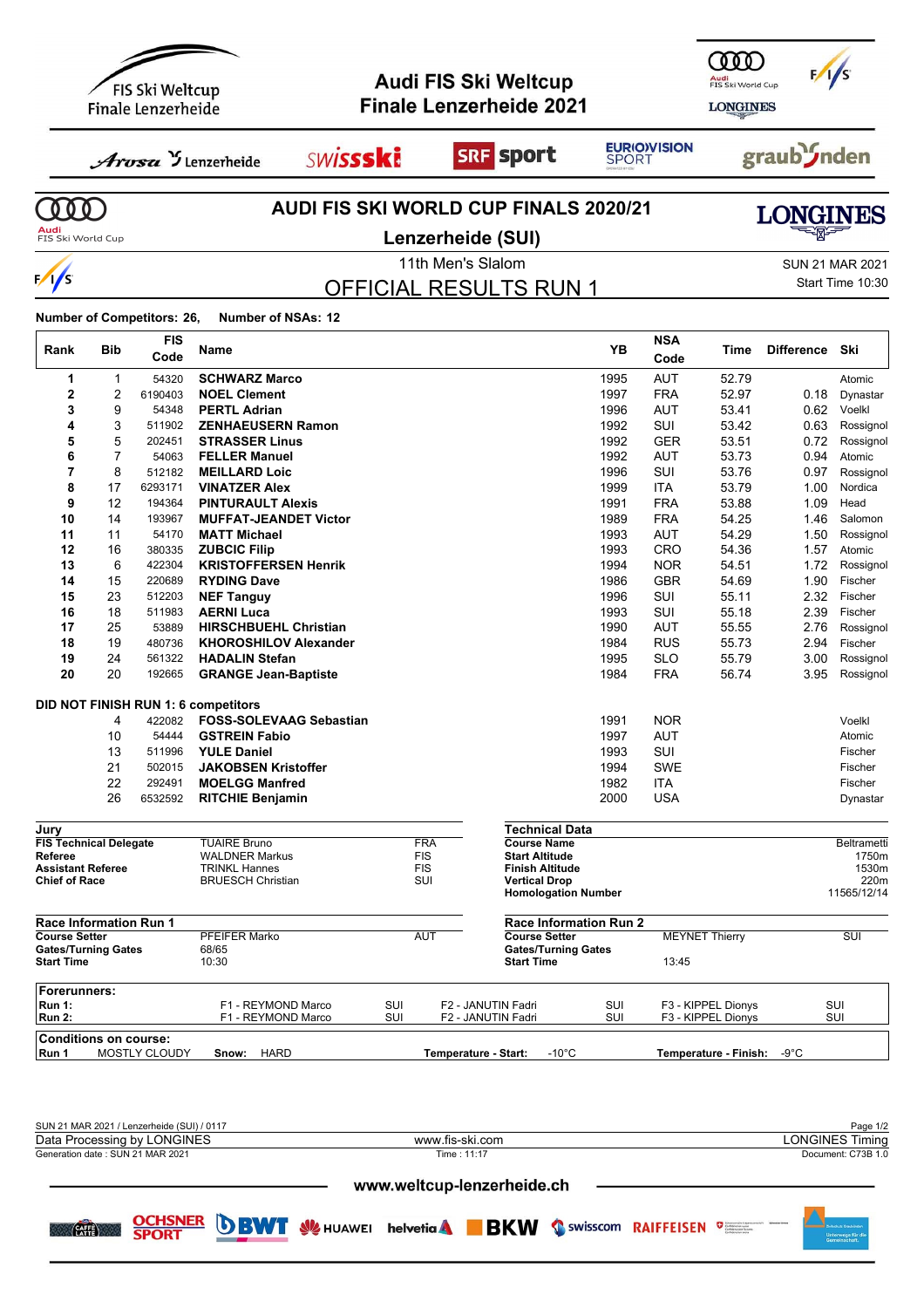# Audi FIS Ski Weltcup Finale Lenzerheide 2021

## AUDI FIS SKI WORLD CUP FINALS 2020/21

## Lenzerheide (SUI)

11th Men's Slalom

SUN 21 MAR 2021

Start Time 10:30

## OFFICIAL RESULTS RUN 1

**Number of Competitors: 26, Number of NSAs: 12**

| Rank | Bib | FIS Code | Name | YB | NSA Code | Time | Difference | Ski |
|---|---|---|---|---|---|---|---|---|
| 1 | 1 | 54320 | **SCHWARZ Marco** | 1995 | AUT | 52.79 | | Atomic |
| 2 | 2 | 6190403 | **NOEL Clement** | 1997 | FRA | 52.97 | 0.18 | Dynastar |
| 3 | 9 | 54348 | **PERTL Adrian** | 1996 | AUT | 53.41 | 0.62 | Voelkl |
| 4 | 3 | 511902 | **ZENHAEUSERN Ramon** | 1992 | SUI | 53.42 | 0.63 | Rossignol |
| 5 | 5 | 202451 | **STRASSER Linus** | 1992 | GER | 53.51 | 0.72 | Rossignol |
| 6 | 7 | 54063 | **FELLER Manuel** | 1992 | AUT | 53.73 | 0.94 | Atomic |
| 7 | 8 | 512182 | **MEILLARD Loic** | 1996 | SUI | 53.76 | 0.97 | Rossignol |
| 8 | 17 | 6293171 | **VINATZER Alex** | 1999 | ITA | 53.79 | 1.00 | Nordica |
| 9 | 12 | 194364 | **PINTURAULT Alexis** | 1991 | FRA | 53.88 | 1.09 | Head |
| 10 | 14 | 193967 | **MUFFAT-JEANDET Victor** | 1989 | FRA | 54.25 | 1.46 | Salomon |
| 11 | 11 | 54170 | **MATT Michael** | 1993 | AUT | 54.29 | 1.50 | Rossignol |
| 12 | 16 | 380335 | **ZUBCIC Filip** | 1993 | CRO | 54.36 | 1.57 | Atomic |
| 13 | 6 | 422304 | **KRISTOFFERSEN Henrik** | 1994 | NOR | 54.51 | 1.72 | Rossignol |
| 14 | 15 | 220689 | **RYDING Dave** | 1986 | GBR | 54.69 | 1.90 | Fischer |
| 15 | 23 | 512203 | **NEF Tanguy** | 1996 | SUI | 55.11 | 2.32 | Fischer |
| 16 | 18 | 511983 | **AERNI Luca** | 1993 | SUI | 55.18 | 2.39 | Fischer |
| 17 | 25 | 53889 | **HIRSCHBUEHL Christian** | 1990 | AUT | 55.55 | 2.76 | Rossignol |
| 18 | 19 | 480736 | **KHOROSHILOV Alexander** | 1984 | RUS | 55.73 | 2.94 | Fischer |
| 19 | 24 | 561322 | **HADALIN Stefan** | 1995 | SLO | 55.79 | 3.00 | Rossignol |
| 20 | 20 | 192665 | **GRANGE Jean-Baptiste** | 1984 | FRA | 56.74 | 3.95 | Rossignol |

**DID NOT FINISH RUN 1: 6 competitors**

| Rank | Bib | FIS Code | Name | YB | NSA Code | Time | Difference | Ski |
|---|---|---|---|---|---|---|---|---|
| | 4 | 422082 | **FOSS-SOLEVAAG Sebastian** | 1991 | NOR | | | Voelkl |
| | 10 | 54444 | **GSTREIN Fabio** | 1997 | AUT | | | Atomic |
| | 13 | 511996 | **YULE Daniel** | 1993 | SUI | | | Fischer |
| | 21 | 502015 | **JAKOBSEN Kristoffer** | 1994 | SWE | | | Fischer |
| | 22 | 292491 | **MOELGG Manfred** | 1982 | ITA | | | Fischer |
| | 26 | 6532592 | **RITCHIE Benjamin** | 2000 | USA | | | Dynastar |

**Jury**

| | | |
|---|---|---|
| **FIS Technical Delegate** | TUAIRE Bruno | FRA |
| **Referee** | WALDNER Markus | FIS |
| **Assistant Referee** | TRINKL Hannes | FIS |
| **Chief of Race** | BRUESCH Christian | SUI |

**Technical Data**

| | |
|---|---|
| **Course Name** | Beltrametti |
| **Start Altitude** | 1750m |
| **Finish Altitude** | 1530m |
| **Vertical Drop** | 220m |
| **Homologation Number** | 11565/12/14 |

**Race Information Run 1**

| | | |
|---|---|---|
| **Course Setter** | PFEIFER Marko | AUT |
| **Gates/Turning Gates** | 68/65 | |
| **Start Time** | 10:30 | |

**Race Information Run 2**

| | | |
|---|---|---|
| **Course Setter** | MEYNET Thierry | SUI |
| **Gates/Turning Gates** | | |
| **Start Time** | 13:45 | |

**Forerunners:**

| | | | | | | |
|---|---|---|---|---|---|---|
| **Run 1:** | F1 - REYMOND Marco | SUI | F2 - JANUTIN Fadri | SUI | F3 - KIPPEL Dionys | SUI |
| **Run 2:** | F1 - REYMOND Marco | SUI | F2 - JANUTIN Fadri | SUI | F3 - KIPPEL Dionys | SUI |

**Conditions on course:**

**Run 1** MOSTLY CLOUDY **Snow:** HARD **Temperature - Start:** -10°C **Temperature - Finish:** -9°C

SUN 21 MAR 2021 / Lenzerheide (SUI) / 0117

Data Processing by LONGINES — www.fis-ski.com — LONGINES Timing

Generation date : SUN 21 MAR 2021 — Time : 11:17 — Document: C73B 1.0

www.weltcup-lenzerheide.ch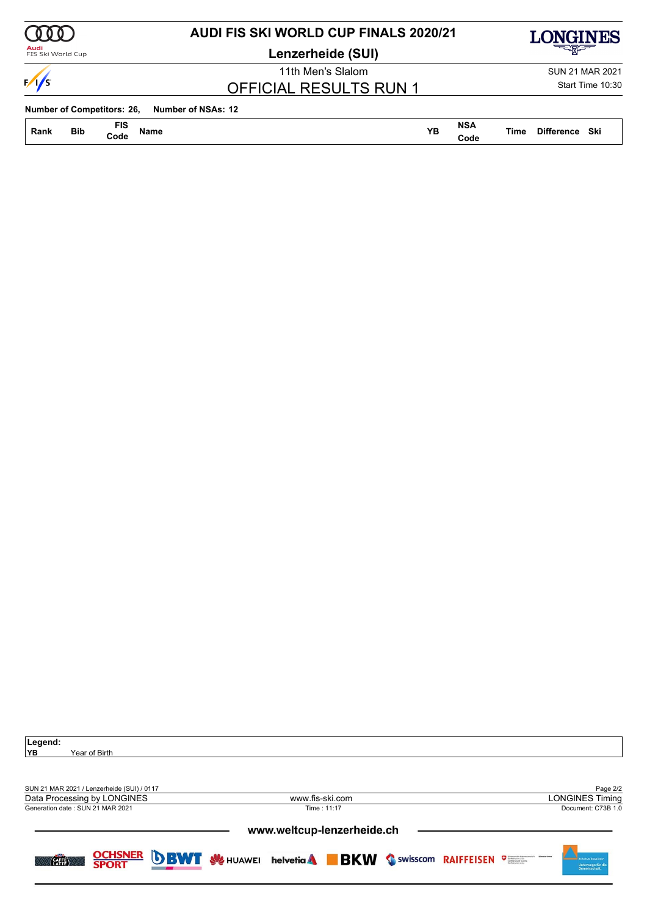# AUDI FIS SKI WORLD CUP FINALS 2020/21

## Lenzerheide (SUI)

11th Men's Slalom

SUN 21 MAR 2021

# OFFICIAL RESULTS RUN 1

Start Time 10:30

**Number of Competitors: 26, Number of NSAs: 12**

| Rank | Bib | FIS Code | Name | YB | NSA Code | Time | Difference | Ski |
|---|---|---|---|---|---|---|---|---|

**Legend:**
**YB** Year of Birth

SUN 21 MAR 2021 / Lenzerheide (SUI) / 0117

Data Processing by LONGINES | www.fis-ski.com | LONGINES Timing

Generation date : SUN 21 MAR 2021 | Time : 11:17 | Document: C73B 1.0

www.weltcup-lenzerheide.ch